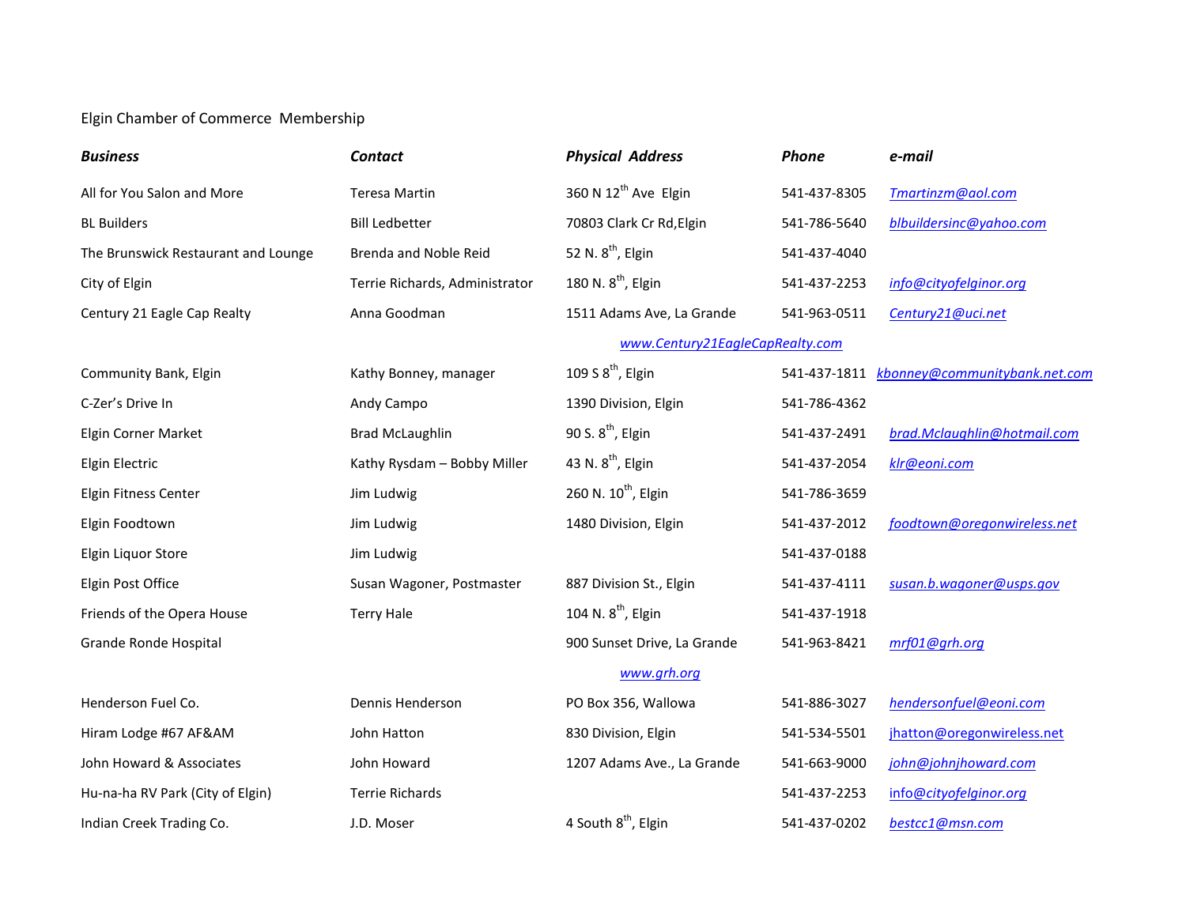Elgin Chamber of Commerce  Membership

| *Business* | *Contact* | *Physical Address* | *Phone* | *e-mail* |
|---|---|---|---|---|
| All for You Salon and More | Teresa Martin | 360 N 12th Ave Elgin | 541-437-8305 | Tmartinzm@aol.com |
| BL Builders | Bill Ledbetter | 70803 Clark Cr Rd,Elgin | 541-786-5640 | blbuildersinc@yahoo.com |
| The Brunswick Restaurant and Lounge | Brenda and Noble Reid | 52 N. 8th, Elgin | 541-437-4040 | |
| City of Elgin | Terrie Richards, Administrator | 180 N. 8th, Elgin | 541-437-2253 | info@cityofelginor.org |
| Century 21 Eagle Cap Realty | Anna Goodman | 1511 Adams Ave, La Grande | 541-963-0511 | Century21@uci.net |
| | | www.Century21EagleCapRealty.com | | |
| Community Bank, Elgin | Kathy Bonney, manager | 109 S 8th, Elgin | 541-437-1811 | kbonney@communitybank.net.com |
| C-Zer's Drive In | Andy Campo | 1390 Division, Elgin | 541-786-4362 | |
| Elgin Corner Market | Brad McLaughlin | 90 S. 8th, Elgin | 541-437-2491 | brad.Mclaughlin@hotmail.com |
| Elgin Electric | Kathy Rysdam – Bobby Miller | 43 N. 8th, Elgin | 541-437-2054 | klr@eoni.com |
| Elgin Fitness Center | Jim Ludwig | 260 N. 10th, Elgin | 541-786-3659 | |
| Elgin Foodtown | Jim Ludwig | 1480 Division, Elgin | 541-437-2012 | foodtown@oregonwireless.net |
| Elgin Liquor Store | Jim Ludwig | | 541-437-0188 | |
| Elgin Post Office | Susan Wagoner, Postmaster | 887 Division St., Elgin | 541-437-4111 | susan.b.wagoner@usps.gov |
| Friends of the Opera House | Terry Hale | 104 N. 8th, Elgin | 541-437-1918 | |
| Grande Ronde Hospital | | 900 Sunset Drive, La Grande | 541-963-8421 | mrf01@grh.org |
| | | www.grh.org | | |
| Henderson Fuel Co. | Dennis Henderson | PO Box 356, Wallowa | 541-886-3027 | hendersonfuel@eoni.com |
| Hiram Lodge #67 AF&AM | John Hatton | 830 Division, Elgin | 541-534-5501 | jhatton@oregonwireless.net |
| John Howard & Associates | John Howard | 1207 Adams Ave., La Grande | 541-663-9000 | john@johnjhoward.com |
| Hu-na-ha RV Park (City of Elgin) | Terrie Richards | | 541-437-2253 | info@cityofelginor.org |
| Indian Creek Trading Co. | J.D. Moser | 4 South 8th, Elgin | 541-437-0202 | bestcc1@msn.com |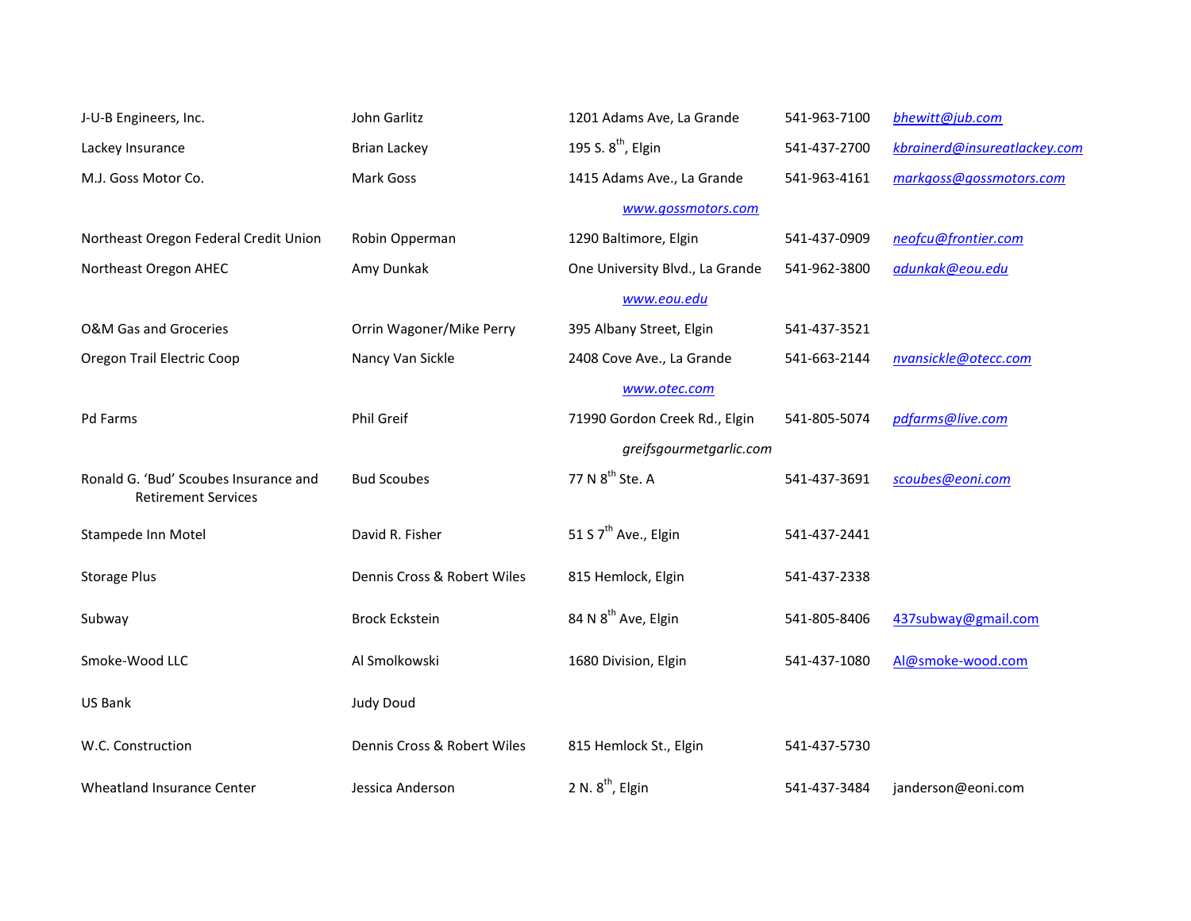| | | | | |
|---|---|---|---|---|
| J-U-B Engineers, Inc. | John Garlitz | 1201 Adams Ave, La Grande | 541-963-7100 | bhewitt@jub.com |
| Lackey Insurance | Brian Lackey | 195 S. 8th, Elgin | 541-437-2700 | kbrainerd@insureatlackey.com |
| M.J. Goss Motor Co. | Mark Goss | 1415 Adams Ave., La Grande<br>www.gossmotors.com | 541-963-4161 | markgoss@gossmotors.com |
| Northeast Oregon Federal Credit Union | Robin Opperman | 1290 Baltimore, Elgin | 541-437-0909 | neofcu@frontier.com |
| Northeast Oregon AHEC | Amy Dunkak | One University Blvd., La Grande<br>www.eou.edu | 541-962-3800 | adunkak@eou.edu |
| O&M Gas and Groceries | Orrin Wagoner/Mike Perry | 395 Albany Street, Elgin | 541-437-3521 | |
| Oregon Trail Electric Coop | Nancy Van Sickle | 2408 Cove Ave., La Grande<br>www.otec.com | 541-663-2144 | nvansickle@otecc.com |
| Pd Farms | Phil Greif | 71990 Gordon Creek Rd., Elgin<br>greifsgourmetgarlic.com | 541-805-5074 | pdfarms@live.com |
| Ronald G. 'Bud' Scoubes Insurance and Retirement Services | Bud Scoubes | 77 N 8th Ste. A | 541-437-3691 | scoubes@eoni.com |
| Stampede Inn Motel | David R. Fisher | 51 S 7th Ave., Elgin | 541-437-2441 | |
| Storage Plus | Dennis Cross & Robert Wiles | 815 Hemlock, Elgin | 541-437-2338 | |
| Subway | Brock Eckstein | 84 N 8th Ave, Elgin | 541-805-8406 | 437subway@gmail.com |
| Smoke-Wood LLC | Al Smolkowski | 1680 Division, Elgin | 541-437-1080 | Al@smoke-wood.com |
| US Bank | Judy Doud | | | |
| W.C. Construction | Dennis Cross & Robert Wiles | 815 Hemlock St., Elgin | 541-437-5730 | |
| Wheatland Insurance Center | Jessica Anderson | 2 N. 8th, Elgin | 541-437-3484 | janderson@eoni.com |